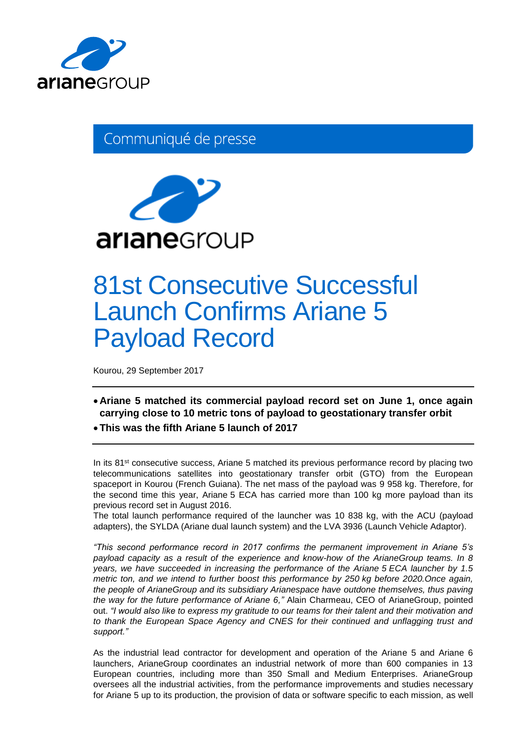Communiqué de presse

# 81st Consecutive Successful Launch Confirms Ariane 5 Payload Record

Kourou, 29 September 2017

- **Ariane 5 matched its commercial payload record set on June 1, once again carrying close to 10 metric tons of payload to geostationary transfer orbit**
- **This was the fifth Ariane 5 launch of 2017**

In its 81st consecutive success, Ariane 5 matched its previous performance record by placing two telecommunications satellites into geostationary transfer orbit (GTO) from the European spaceport in Kourou (French Guiana). The net mass of the payload was 9 958 kg. Therefore, for the second time this year, Ariane 5 ECA has carried more than 100 kg more payload than its previous record set in August 2016.
The total launch performance required of the launcher was 10 838 kg, with the ACU (payload adapters), the SYLDA (Ariane dual launch system) and the LVA 3936 (Launch Vehicle Adaptor).

*"This second performance record in 2017 confirms the permanent improvement in Ariane 5's payload capacity as a result of the experience and know-how of the ArianeGroup teams. In 8 years, we have succeeded in increasing the performance of the Ariane 5 ECA launcher by 1.5 metric ton, and we intend to further boost this performance by 250 kg before 2020.Once again, the people of ArianeGroup and its subsidiary Arianespace have outdone themselves, thus paving the way for the future performance of Ariane 6,"* Alain Charmeau, CEO of ArianeGroup, pointed out. *"I would also like to express my gratitude to our teams for their talent and their motivation and to thank the European Space Agency and CNES for their continued and unflagging trust and support."*

As the industrial lead contractor for development and operation of the Ariane 5 and Ariane 6 launchers, ArianeGroup coordinates an industrial network of more than 600 companies in 13 European countries, including more than 350 Small and Medium Enterprises. ArianeGroup oversees all the industrial activities, from the performance improvements and studies necessary for Ariane 5 up to its production, the provision of data or software specific to each mission, as well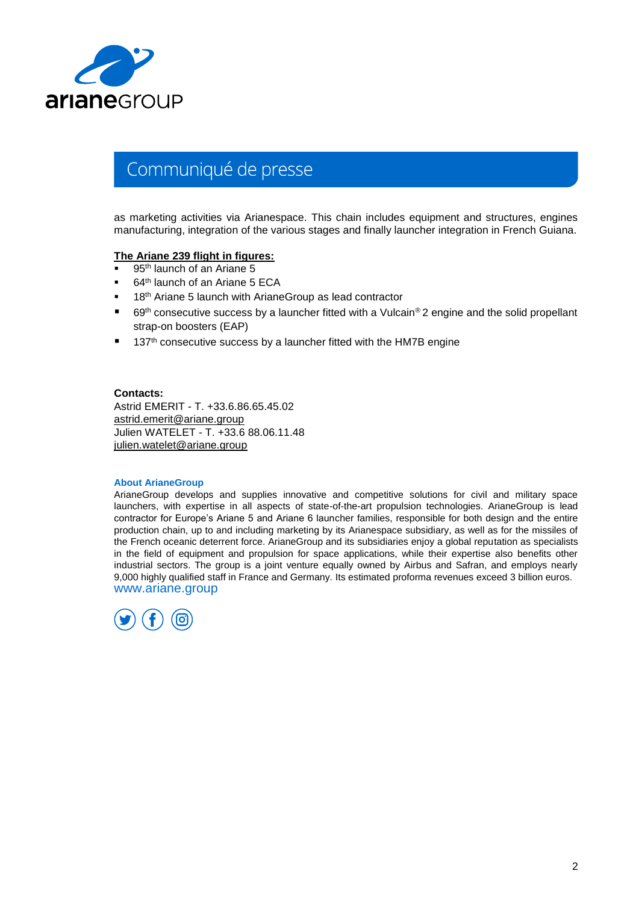# Communiqué de presse

as marketing activities via Arianespace. This chain includes equipment and structures, engines manufacturing, integration of the various stages and finally launcher integration in French Guiana.

**The Ariane 239 flight in figures:**

- 95th launch of an Ariane 5
- 64th launch of an Ariane 5 ECA
- 18th Ariane 5 launch with ArianeGroup as lead contractor
- 69th consecutive success by a launcher fitted with a Vulcain® 2 engine and the solid propellant strap-on boosters (EAP)
- 137th consecutive success by a launcher fitted with the HM7B engine

**Contacts:**
Astrid EMERIT - T. +33.6.86.65.45.02
astrid.emerit@ariane.group
Julien WATELET - T. +33.6 88.06.11.48
julien.watelet@ariane.group

**About ArianeGroup**

ArianeGroup develops and supplies innovative and competitive solutions for civil and military space launchers, with expertise in all aspects of state-of-the-art propulsion technologies. ArianeGroup is lead contractor for Europe's Ariane 5 and Ariane 6 launcher families, responsible for both design and the entire production chain, up to and including marketing by its Arianespace subsidiary, as well as for the missiles of the French oceanic deterrent force. ArianeGroup and its subsidiaries enjoy a global reputation as specialists in the field of equipment and propulsion for space applications, while their expertise also benefits other industrial sectors. The group is a joint venture equally owned by Airbus and Safran, and employs nearly 9,000 highly qualified staff in France and Germany. Its estimated proforma revenues exceed 3 billion euros.
www.ariane.group